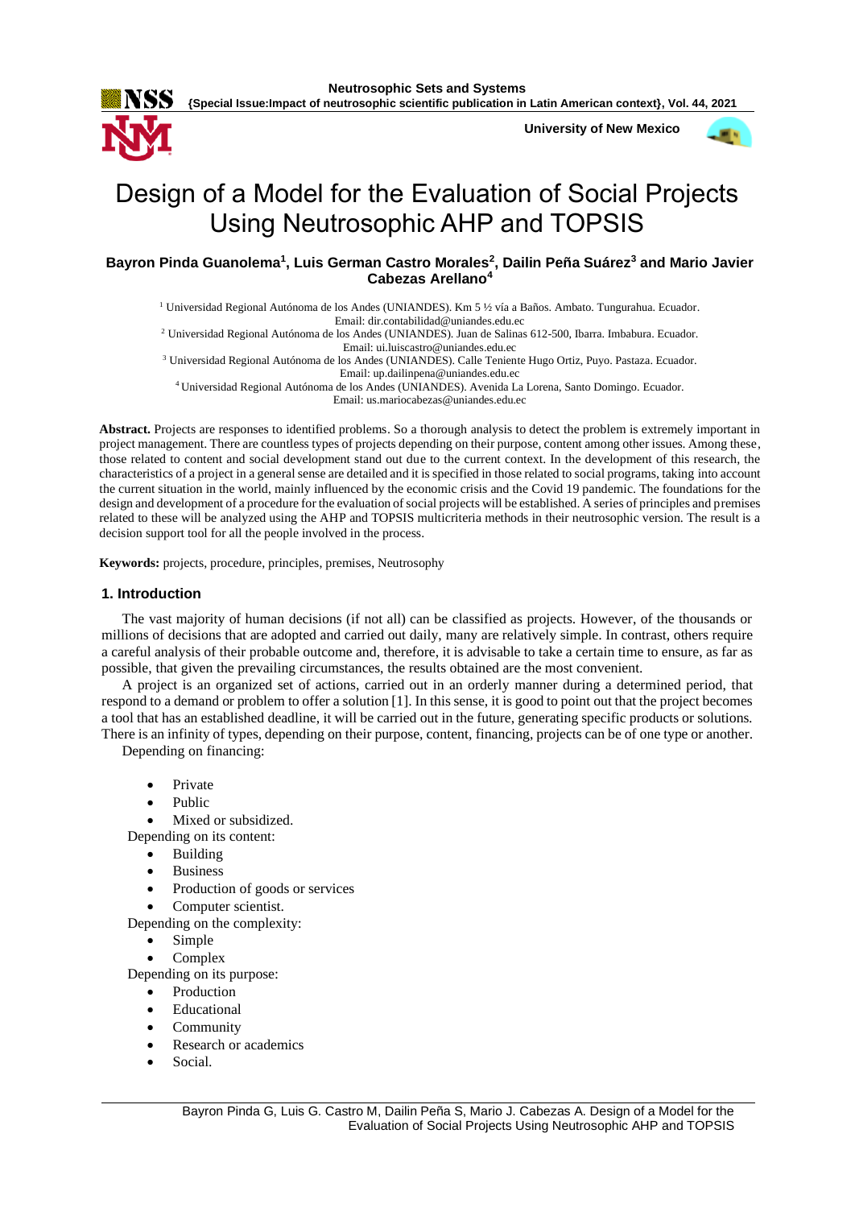# Design of a Model for the Evaluation of Social Projects Using Neutrosophic AHP and TOPSIS

**Bayron Pinda Guanolema[1], Luis German Castro Morales[2], Dailin Peña Suárez[3] and Mario Javier Cabezas Arellano[4]**

[1] Universidad Regional Autónoma de los Andes (UNIANDES). Km 5 ½ vía a Baños. Ambato. Tungurahua. Ecuador. Email: dir.contabilidad@uniandes.edu.ec

[2] Universidad Regional Autónoma de los Andes (UNIANDES). Juan de Salinas 612-500, Ibarra. Imbabura. Ecuador. Email: ui.luiscastro@uniandes.edu.ec

[3] Universidad Regional Autónoma de los Andes (UNIANDES). Calle Teniente Hugo Ortiz, Puyo. Pastaza. Ecuador. Email: up.dailinpena@uniandes.edu.ec

[4] Universidad Regional Autónoma de los Andes (UNIANDES). Avenida La Lorena, Santo Domingo. Ecuador. Email: us.mariocabezas@uniandes.edu.ec

**Abstract.** Projects are responses to identified problems. So a thorough analysis to detect the problem is extremely important in project management. There are countless types of projects depending on their purpose, content among other issues. Among these, those related to content and social development stand out due to the current context. In the development of this research, the characteristics of a project in a general sense are detailed and it is specified in those related to social programs, taking into account the current situation in the world, mainly influenced by the economic crisis and the Covid 19 pandemic. The foundations for the design and development of a procedure for the evaluation of social projects will be established. A series of principles and premises related to these will be analyzed using the AHP and TOPSIS multicriteria methods in their neutrosophic version. The result is a decision support tool for all the people involved in the process.

**Keywords:** projects, procedure, principles, premises, Neutrosophy

## 1. Introduction

The vast majority of human decisions (if not all) can be classified as projects. However, of the thousands or millions of decisions that are adopted and carried out daily, many are relatively simple. In contrast, others require a careful analysis of their probable outcome and, therefore, it is advisable to take a certain time to ensure, as far as possible, that given the prevailing circumstances, the results obtained are the most convenient.

A project is an organized set of actions, carried out in an orderly manner during a determined period, that respond to a demand or problem to offer a solution [1]. In this sense, it is good to point out that the project becomes a tool that has an established deadline, it will be carried out in the future, generating specific products or solutions. There is an infinity of types, depending on their purpose, content, financing, projects can be of one type or another.

Depending on financing:

- Private
- Public
- Mixed or subsidized.

Depending on its content:

- Building
- Business
- Production of goods or services
- Computer scientist.

Depending on the complexity:

- Simple
- Complex

Depending on its purpose:

- Production
- Educational
- Community
- Research or academics
- Social.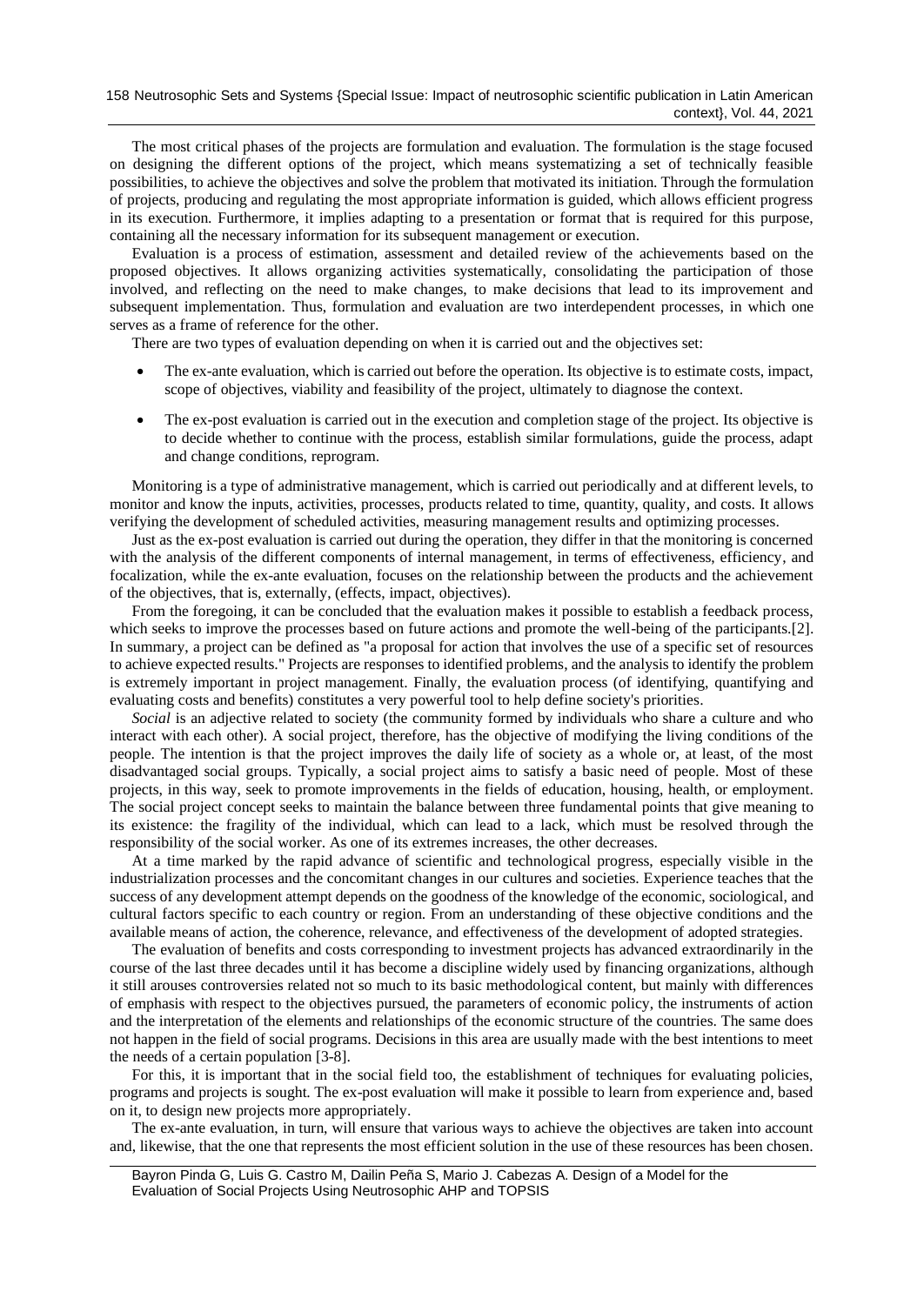The most critical phases of the projects are formulation and evaluation. The formulation is the stage focused on designing the different options of the project, which means systematizing a set of technically feasible possibilities, to achieve the objectives and solve the problem that motivated its initiation. Through the formulation of projects, producing and regulating the most appropriate information is guided, which allows efficient progress in its execution. Furthermore, it implies adapting to a presentation or format that is required for this purpose, containing all the necessary information for its subsequent management or execution.

Evaluation is a process of estimation, assessment and detailed review of the achievements based on the proposed objectives. It allows organizing activities systematically, consolidating the participation of those involved, and reflecting on the need to make changes, to make decisions that lead to its improvement and subsequent implementation. Thus, formulation and evaluation are two interdependent processes, in which one serves as a frame of reference for the other.

There are two types of evaluation depending on when it is carried out and the objectives set:

- The ex-ante evaluation, which is carried out before the operation. Its objective is to estimate costs, impact, scope of objectives, viability and feasibility of the project, ultimately to diagnose the context.
- The ex-post evaluation is carried out in the execution and completion stage of the project. Its objective is to decide whether to continue with the process, establish similar formulations, guide the process, adapt and change conditions, reprogram.

Monitoring is a type of administrative management, which is carried out periodically and at different levels, to monitor and know the inputs, activities, processes, products related to time, quantity, quality, and costs. It allows verifying the development of scheduled activities, measuring management results and optimizing processes.

Just as the ex-post evaluation is carried out during the operation, they differ in that the monitoring is concerned with the analysis of the different components of internal management, in terms of effectiveness, efficiency, and focalization, while the ex-ante evaluation, focuses on the relationship between the products and the achievement of the objectives, that is, externally, (effects, impact, objectives).

From the foregoing, it can be concluded that the evaluation makes it possible to establish a feedback process, which seeks to improve the processes based on future actions and promote the well-being of the participants.[2]. In summary, a project can be defined as "a proposal for action that involves the use of a specific set of resources to achieve expected results." Projects are responses to identified problems, and the analysis to identify the problem is extremely important in project management. Finally, the evaluation process (of identifying, quantifying and evaluating costs and benefits) constitutes a very powerful tool to help define society's priorities.

*Social* is an adjective related to society (the community formed by individuals who share a culture and who interact with each other). A social project, therefore, has the objective of modifying the living conditions of the people. The intention is that the project improves the daily life of society as a whole or, at least, of the most disadvantaged social groups. Typically, a social project aims to satisfy a basic need of people. Most of these projects, in this way, seek to promote improvements in the fields of education, housing, health, or employment. The social project concept seeks to maintain the balance between three fundamental points that give meaning to its existence: the fragility of the individual, which can lead to a lack, which must be resolved through the responsibility of the social worker. As one of its extremes increases, the other decreases.

At a time marked by the rapid advance of scientific and technological progress, especially visible in the industrialization processes and the concomitant changes in our cultures and societies. Experience teaches that the success of any development attempt depends on the goodness of the knowledge of the economic, sociological, and cultural factors specific to each country or region. From an understanding of these objective conditions and the available means of action, the coherence, relevance, and effectiveness of the development of adopted strategies.

The evaluation of benefits and costs corresponding to investment projects has advanced extraordinarily in the course of the last three decades until it has become a discipline widely used by financing organizations, although it still arouses controversies related not so much to its basic methodological content, but mainly with differences of emphasis with respect to the objectives pursued, the parameters of economic policy, the instruments of action and the interpretation of the elements and relationships of the economic structure of the countries. The same does not happen in the field of social programs. Decisions in this area are usually made with the best intentions to meet the needs of a certain population [3-8].

For this, it is important that in the social field too, the establishment of techniques for evaluating policies, programs and projects is sought. The ex-post evaluation will make it possible to learn from experience and, based on it, to design new projects more appropriately.

The ex-ante evaluation, in turn, will ensure that various ways to achieve the objectives are taken into account and, likewise, that the one that represents the most efficient solution in the use of these resources has been chosen.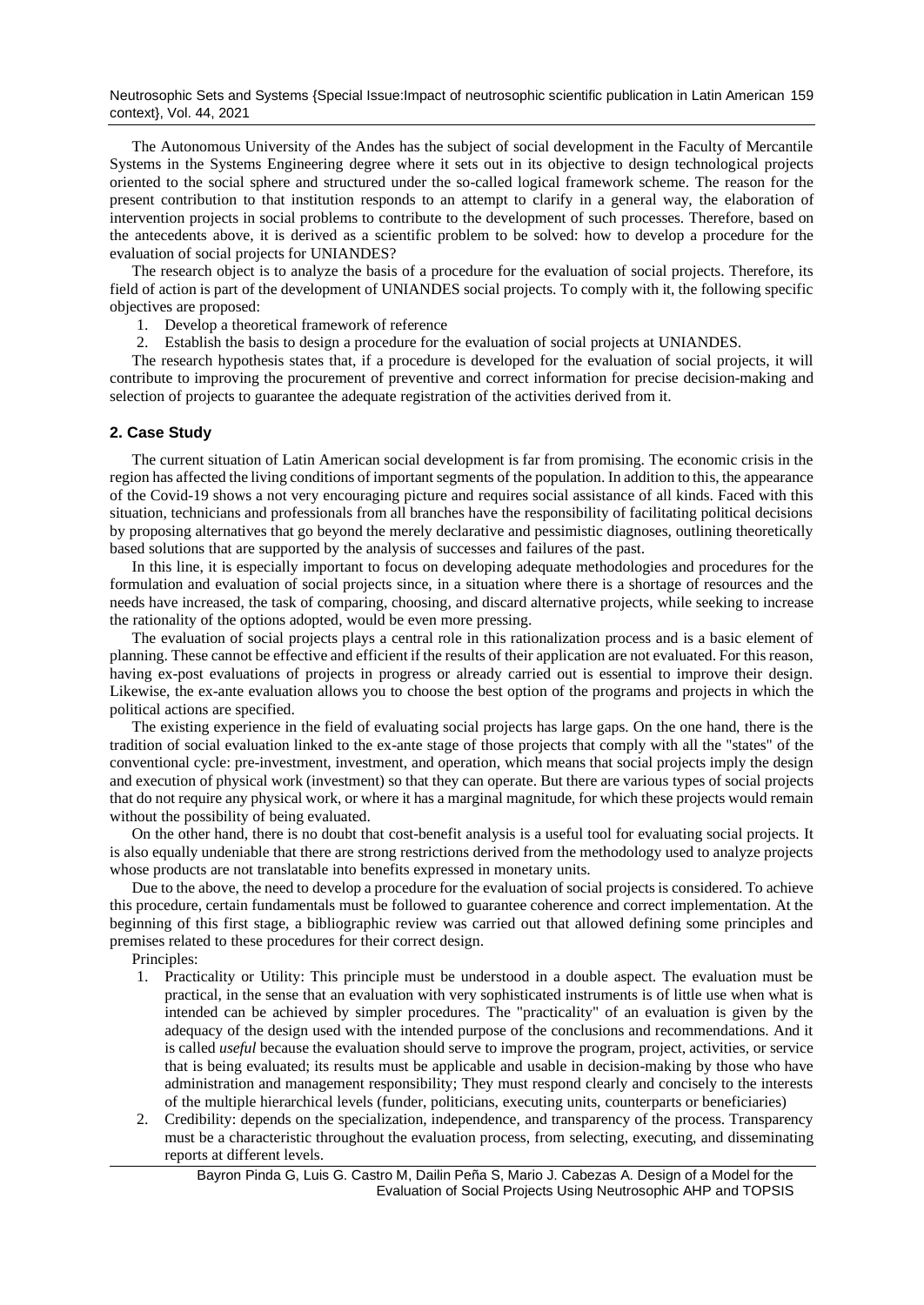The Autonomous University of the Andes has the subject of social development in the Faculty of Mercantile Systems in the Systems Engineering degree where it sets out in its objective to design technological projects oriented to the social sphere and structured under the so-called logical framework scheme. The reason for the present contribution to that institution responds to an attempt to clarify in a general way, the elaboration of intervention projects in social problems to contribute to the development of such processes. Therefore, based on the antecedents above, it is derived as a scientific problem to be solved: how to develop a procedure for the evaluation of social projects for UNIANDES?

The research object is to analyze the basis of a procedure for the evaluation of social projects. Therefore, its field of action is part of the development of UNIANDES social projects. To comply with it, the following specific objectives are proposed:

1. Develop a theoretical framework of reference
2. Establish the basis to design a procedure for the evaluation of social projects at UNIANDES.

The research hypothesis states that, if a procedure is developed for the evaluation of social projects, it will contribute to improving the procurement of preventive and correct information for precise decision-making and selection of projects to guarantee the adequate registration of the activities derived from it.

## 2. Case Study

The current situation of Latin American social development is far from promising. The economic crisis in the region has affected the living conditions of important segments of the population. In addition to this, the appearance of the Covid-19 shows a not very encouraging picture and requires social assistance of all kinds. Faced with this situation, technicians and professionals from all branches have the responsibility of facilitating political decisions by proposing alternatives that go beyond the merely declarative and pessimistic diagnoses, outlining theoretically based solutions that are supported by the analysis of successes and failures of the past.

In this line, it is especially important to focus on developing adequate methodologies and procedures for the formulation and evaluation of social projects since, in a situation where there is a shortage of resources and the needs have increased, the task of comparing, choosing, and discard alternative projects, while seeking to increase the rationality of the options adopted, would be even more pressing.

The evaluation of social projects plays a central role in this rationalization process and is a basic element of planning. These cannot be effective and efficient if the results of their application are not evaluated. For this reason, having ex-post evaluations of projects in progress or already carried out is essential to improve their design. Likewise, the ex-ante evaluation allows you to choose the best option of the programs and projects in which the political actions are specified.

The existing experience in the field of evaluating social projects has large gaps. On the one hand, there is the tradition of social evaluation linked to the ex-ante stage of those projects that comply with all the "states" of the conventional cycle: pre-investment, investment, and operation, which means that social projects imply the design and execution of physical work (investment) so that they can operate. But there are various types of social projects that do not require any physical work, or where it has a marginal magnitude, for which these projects would remain without the possibility of being evaluated.

On the other hand, there is no doubt that cost-benefit analysis is a useful tool for evaluating social projects. It is also equally undeniable that there are strong restrictions derived from the methodology used to analyze projects whose products are not translatable into benefits expressed in monetary units.

Due to the above, the need to develop a procedure for the evaluation of social projects is considered. To achieve this procedure, certain fundamentals must be followed to guarantee coherence and correct implementation. At the beginning of this first stage, a bibliographic review was carried out that allowed defining some principles and premises related to these procedures for their correct design.

Principles:

1. Practicality or Utility: This principle must be understood in a double aspect. The evaluation must be practical, in the sense that an evaluation with very sophisticated instruments is of little use when what is intended can be achieved by simpler procedures. The "practicality" of an evaluation is given by the adequacy of the design used with the intended purpose of the conclusions and recommendations. And it is called *useful* because the evaluation should serve to improve the program, project, activities, or service that is being evaluated; its results must be applicable and usable in decision-making by those who have administration and management responsibility; They must respond clearly and concisely to the interests of the multiple hierarchical levels (funder, politicians, executing units, counterparts or beneficiaries)
2. Credibility: depends on the specialization, independence, and transparency of the process. Transparency must be a characteristic throughout the evaluation process, from selecting, executing, and disseminating reports at different levels.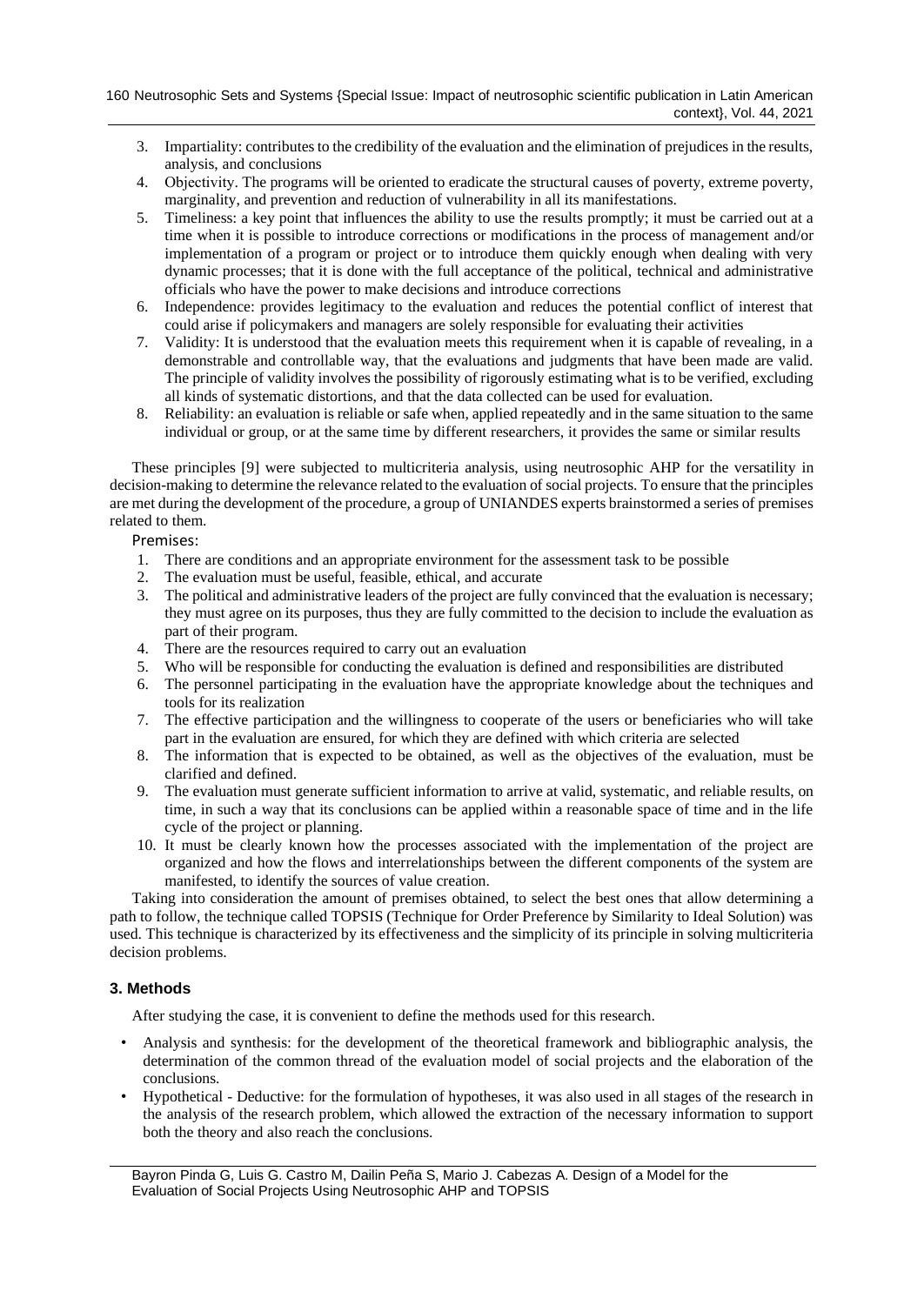3. Impartiality: contributes to the credibility of the evaluation and the elimination of prejudices in the results, analysis, and conclusions
4. Objectivity. The programs will be oriented to eradicate the structural causes of poverty, extreme poverty, marginality, and prevention and reduction of vulnerability in all its manifestations.
5. Timeliness: a key point that influences the ability to use the results promptly; it must be carried out at a time when it is possible to introduce corrections or modifications in the process of management and/or implementation of a program or project or to introduce them quickly enough when dealing with very dynamic processes; that it is done with the full acceptance of the political, technical and administrative officials who have the power to make decisions and introduce corrections
6. Independence: provides legitimacy to the evaluation and reduces the potential conflict of interest that could arise if policymakers and managers are solely responsible for evaluating their activities
7. Validity: It is understood that the evaluation meets this requirement when it is capable of revealing, in a demonstrable and controllable way, that the evaluations and judgments that have been made are valid. The principle of validity involves the possibility of rigorously estimating what is to be verified, excluding all kinds of systematic distortions, and that the data collected can be used for evaluation.
8. Reliability: an evaluation is reliable or safe when, applied repeatedly and in the same situation to the same individual or group, or at the same time by different researchers, it provides the same or similar results

These principles [9] were subjected to multicriteria analysis, using neutrosophic AHP for the versatility in decision-making to determine the relevance related to the evaluation of social projects. To ensure that the principles are met during the development of the procedure, a group of UNIANDES experts brainstormed a series of premises related to them.

Premises:

1. There are conditions and an appropriate environment for the assessment task to be possible
2. The evaluation must be useful, feasible, ethical, and accurate
3. The political and administrative leaders of the project are fully convinced that the evaluation is necessary; they must agree on its purposes, thus they are fully committed to the decision to include the evaluation as part of their program.
4. There are the resources required to carry out an evaluation
5. Who will be responsible for conducting the evaluation is defined and responsibilities are distributed
6. The personnel participating in the evaluation have the appropriate knowledge about the techniques and tools for its realization
7. The effective participation and the willingness to cooperate of the users or beneficiaries who will take part in the evaluation are ensured, for which they are defined with which criteria are selected
8. The information that is expected to be obtained, as well as the objectives of the evaluation, must be clarified and defined.
9. The evaluation must generate sufficient information to arrive at valid, systematic, and reliable results, on time, in such a way that its conclusions can be applied within a reasonable space of time and in the life cycle of the project or planning.
10. It must be clearly known how the processes associated with the implementation of the project are organized and how the flows and interrelationships between the different components of the system are manifested, to identify the sources of value creation.

Taking into consideration the amount of premises obtained, to select the best ones that allow determining a path to follow, the technique called TOPSIS (Technique for Order Preference by Similarity to Ideal Solution) was used. This technique is characterized by its effectiveness and the simplicity of its principle in solving multicriteria decision problems.

## 3. Methods

After studying the case, it is convenient to define the methods used for this research.

- Analysis and synthesis: for the development of the theoretical framework and bibliographic analysis, the determination of the common thread of the evaluation model of social projects and the elaboration of the conclusions.
- Hypothetical - Deductive: for the formulation of hypotheses, it was also used in all stages of the research in the analysis of the research problem, which allowed the extraction of the necessary information to support both the theory and also reach the conclusions.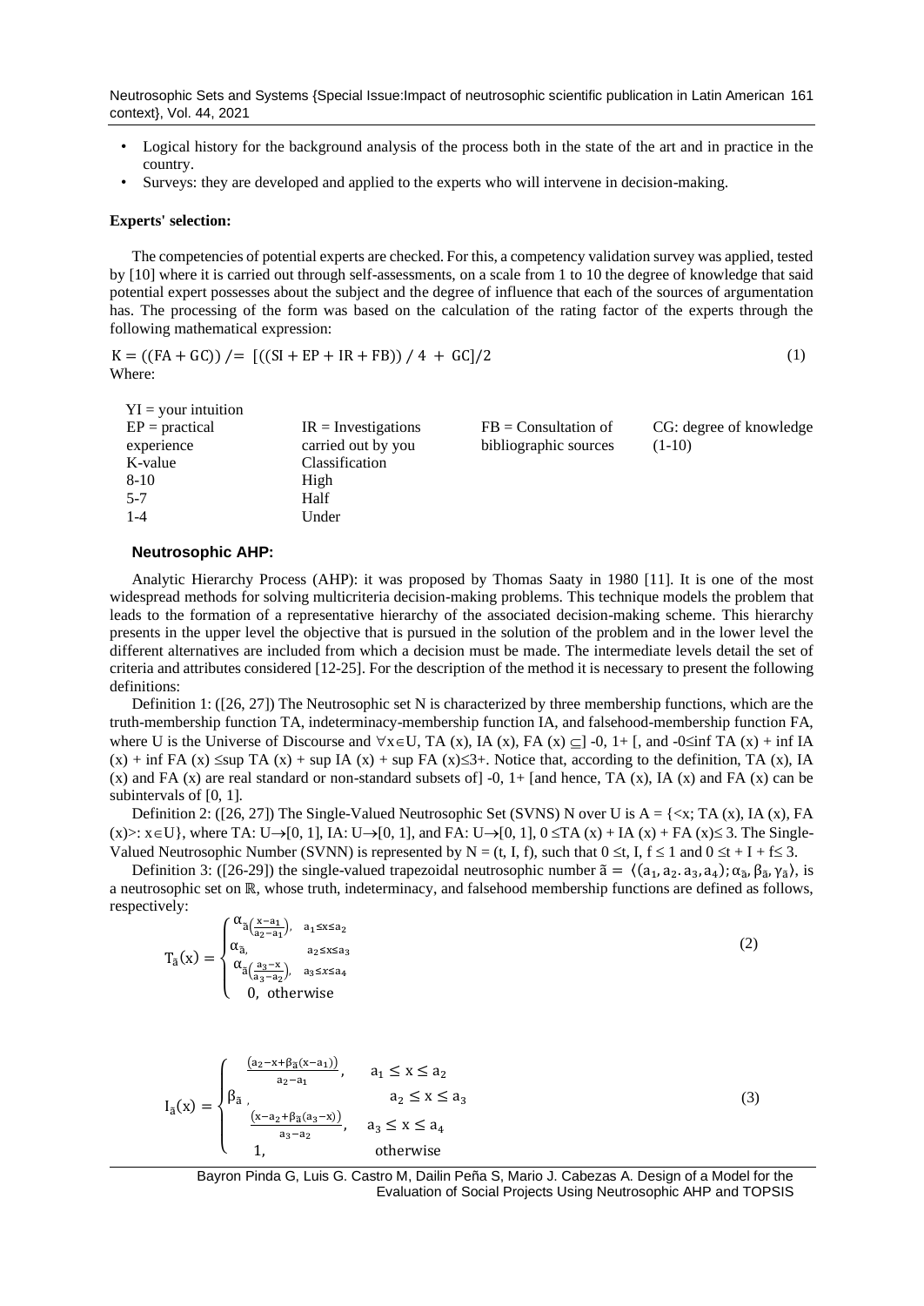- Logical history for the background analysis of the process both in the state of the art and in practice in the country.
- Surveys: they are developed and applied to the experts who will intervene in decision-making.

**Experts' selection:**

The competencies of potential experts are checked. For this, a competency validation survey was applied, tested by [10] where it is carried out through self-assessments, on a scale from 1 to 10 the degree of knowledge that said potential expert possesses about the subject and the degree of influence that each of the sources of argumentation has. The processing of the form was based on the calculation of the rating factor of the experts through the following mathematical expression:

$$K = ((FA + GC)) /= [((SI + EP + IR + FB)) / 4 + GC]/2 \tag{1}$$

Where:

YI = your intuition

| EP = practical experience | IR = Investigations carried out by you | FB = Consultation of bibliographic sources | CG: degree of knowledge (1-10) |
|---|---|---|---|

| K-value | Classification |
|---|---|
| 8-10 | High |
| 5-7 | Half |
| 1-4 | Under |

### Neutrosophic AHP:

Analytic Hierarchy Process (AHP): it was proposed by Thomas Saaty in 1980 [11]. It is one of the most widespread methods for solving multicriteria decision-making problems. This technique models the problem that leads to the formation of a representative hierarchy of the associated decision-making scheme. This hierarchy presents in the upper level the objective that is pursued in the solution of the problem and in the lower level the different alternatives are included from which a decision must be made. The intermediate levels detail the set of criteria and attributes considered [12-25]. For the description of the method it is necessary to present the following definitions:

Definition 1: ([26, 27]) The Neutrosophic set N is characterized by three membership functions, which are the truth-membership function TA, indeterminacy-membership function IA, and falsehood-membership function FA, where U is the Universe of Discourse and $\forall x \in U$, TA (x), IA (x), FA (x) $\subseteq$] -0, 1+ [, and -0≤inf TA (x) + inf IA (x) + inf FA (x) ≤sup TA (x) + sup IA (x) + sup FA (x)≤3+. Notice that, according to the definition, TA (x), IA (x) and FA (x) are real standard or non-standard subsets of] -0, 1+ [and hence, TA (x), IA (x) and FA (x) can be subintervals of [0, 1].

Definition 2: ([26, 27]) The Single-Valued Neutrosophic Set (SVNS) N over U is A = {<x; TA (x), IA (x), FA (x)>: x∈U}, where TA: U→[0, 1], IA: U→[0, 1], and FA: U→[0, 1], 0 ≤TA (x) + IA (x) + FA (x)≤ 3. The Single-Valued Neutrosophic Number (SVNN) is represented by N = (t, I, f), such that 0 ≤t, I, f ≤ 1 and 0 ≤t + I + f≤ 3.

Definition 3: ([26-29]) the single-valued trapezoidal neutrosophic number $\tilde{a} = \langle (a_1, a_2, a_3, a_4); \alpha_{\tilde{a}}, \beta_{\tilde{a}}, \gamma_{\tilde{a}} \rangle$, is a neutrosophic set on $\mathbb{R}$, whose truth, indeterminacy, and falsehood membership functions are defined as follows, respectively:

$$T_{\tilde{a}}(x) = \begin{cases} \alpha_{\tilde{a}}\left(\frac{x-a_1}{a_2-a_1}\right), & a_1 \le x \le a_2 \\ \alpha_{\tilde{a}}, & a_2 \le x \le a_3 \\ \alpha_{\tilde{a}}\left(\frac{a_3-x}{a_3-a_2}\right), & a_3 \le x \le a_4 \\ 0, & \text{otherwise} \end{cases} \tag{2}$$

$$I_{\tilde{a}}(x) = \begin{cases} \frac{(a_2-x+\beta_{\tilde{a}}(x-a_1))}{a_2-a_1}, & a_1 \le x \le a_2 \\ \beta_{\tilde{a}}, & a_2 \le x \le a_3 \\ \frac{(x-a_2+\beta_{\tilde{a}}(a_3-x))}{a_3-a_2}, & a_3 \le x \le a_4 \\ 1, & \text{otherwise} \end{cases} \tag{3}$$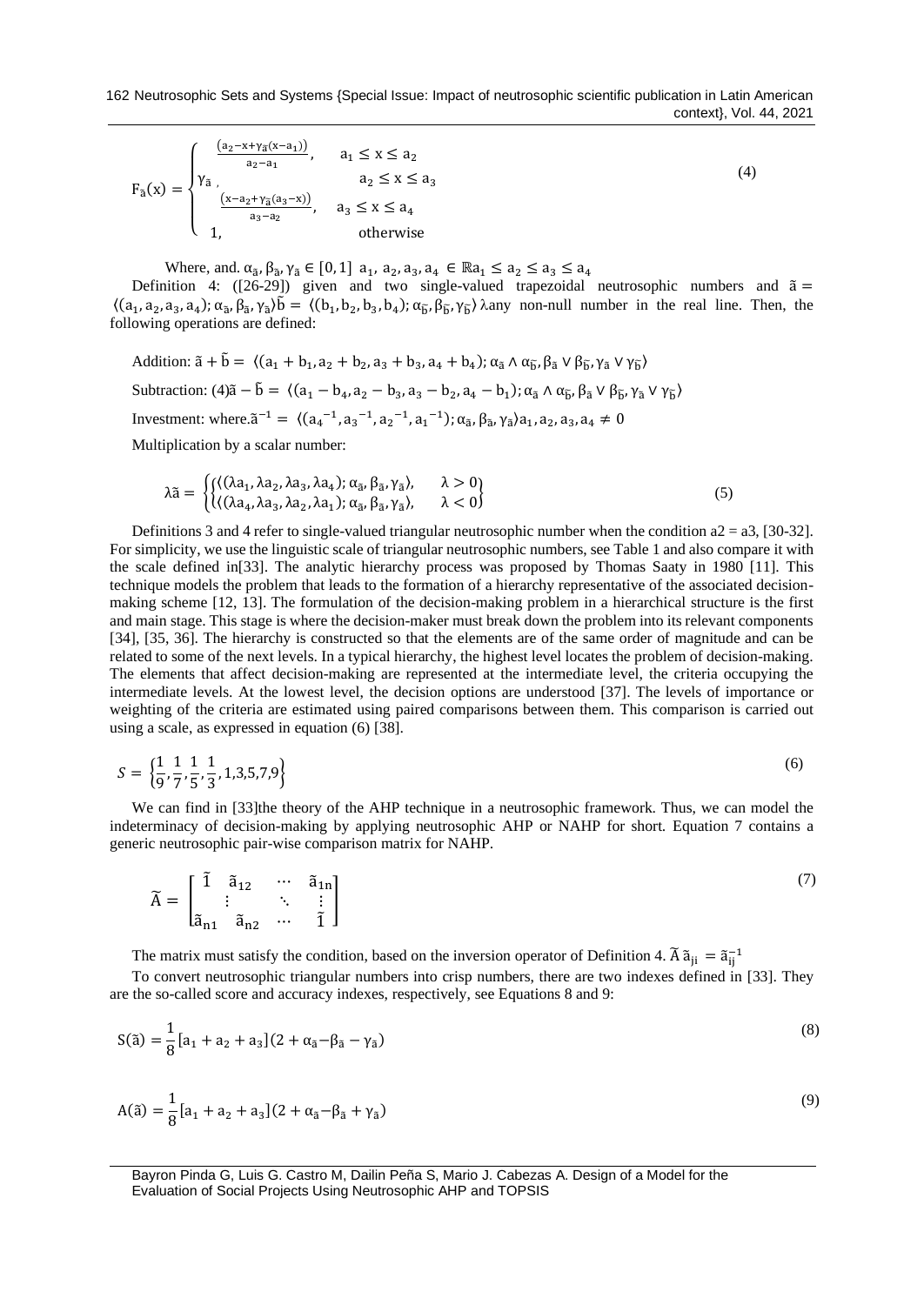$$F_{\tilde{a}}(x) = \begin{cases} \frac{(a_2 - x + \gamma_{\tilde{a}}(x - a_1))}{a_2 - a_1}, & a_1 \le x \le a_2 \\ \gamma_{\tilde{a}}, & a_2 \le x \le a_3 \\ \frac{(x - a_2 + \gamma_{\tilde{a}}(a_3 - x))}{a_3 - a_2}, & a_3 \le x \le a_4 \\ 1, & \text{otherwise} \end{cases} \quad (4)$$

Where, and. $\alpha_{\tilde{a}}, \beta_{\tilde{a}}, \gamma_{\tilde{a}} \in [0,1]$ $a_1, a_2, a_3, a_4 \in \mathbb{R} a_1 \le a_2 \le a_3 \le a_4$

Definition 4: ([26-29]) given and two single-valued trapezoidal neutrosophic numbers and $\tilde{a} = \langle (a_1, a_2, a_3, a_4); \alpha_{\tilde{a}}, \beta_{\tilde{a}}, \gamma_{\tilde{a}} \rangle \tilde{b} = \langle (b_1, b_2, b_3, b_4); \alpha_{\tilde{b}}, \beta_{\tilde{b}}, \gamma_{\tilde{b}} \rangle$ $\lambda$any non-null number in the real line. Then, the following operations are defined:

Addition: $\tilde{a} + \tilde{b} = \langle (a_1 + b_1, a_2 + b_2, a_3 + b_3, a_4 + b_4); \alpha_{\tilde{a}} \wedge \alpha_{\tilde{b}}, \beta_{\tilde{a}} \vee \beta_{\tilde{b}}, \gamma_{\tilde{a}} \vee \gamma_{\tilde{b}} \rangle$

Subtraction: (4)$\tilde{a} - \tilde{b} = \langle (a_1 - b_4, a_2 - b_3, a_3 - b_2, a_4 - b_1); \alpha_{\tilde{a}} \wedge \alpha_{\tilde{b}}, \beta_{\tilde{a}} \vee \beta_{\tilde{b}}, \gamma_{\tilde{a}} \vee \gamma_{\tilde{b}} \rangle$

Investment: where.$\tilde{a}^{-1} = \langle (a_4^{-1}, a_3^{-1}, a_2^{-1}, a_1^{-1}); \alpha_{\tilde{a}}, \beta_{\tilde{a}}, \gamma_{\tilde{a}} \rangle a_1, a_2, a_3, a_4 \neq 0$

Multiplication by a scalar number:

$$\lambda\tilde{a} = \begin{cases} \langle (\lambda a_1, \lambda a_2, \lambda a_3, \lambda a_4); \alpha_{\tilde{a}}, \beta_{\tilde{a}}, \gamma_{\tilde{a}} \rangle, & \lambda > 0 \\ \langle (\lambda a_4, \lambda a_3, \lambda a_2, \lambda a_1); \alpha_{\tilde{a}}, \beta_{\tilde{a}}, \gamma_{\tilde{a}} \rangle, & \lambda < 0 \end{cases} \quad (5)$$

Definitions 3 and 4 refer to single-valued triangular neutrosophic number when the condition a2 = a3, [30-32]. For simplicity, we use the linguistic scale of triangular neutrosophic numbers, see Table 1 and also compare it with the scale defined in[33]. The analytic hierarchy process was proposed by Thomas Saaty in 1980 [11]. This technique models the problem that leads to the formation of a hierarchy representative of the associated decision-making scheme [12, 13]. The formulation of the decision-making problem in a hierarchical structure is the first and main stage. This stage is where the decision-maker must break down the problem into its relevant components [34], [35, 36]. The hierarchy is constructed so that the elements are of the same order of magnitude and can be related to some of the next levels. In a typical hierarchy, the highest level locates the problem of decision-making. The elements that affect decision-making are represented at the intermediate level, the criteria occupying the intermediate levels. At the lowest level, the decision options are understood [37]. The levels of importance or weighting of the criteria are estimated using paired comparisons between them. This comparison is carried out using a scale, as expressed in equation (6) [38].

$$S = \left\{\frac{1}{9}, \frac{1}{7}, \frac{1}{5}, \frac{1}{3}, 1, 3, 5, 7, 9\right\} \quad (6)$$

We can find in [33]the theory of the AHP technique in a neutrosophic framework. Thus, we can model the indeterminacy of decision-making by applying neutrosophic AHP or NAHP for short. Equation 7 contains a generic neutrosophic pair-wise comparison matrix for NAHP.

$$\tilde{A} = \begin{bmatrix} \tilde{1} & \tilde{a}_{12} & \cdots & \tilde{a}_{1n} \\ \vdots & & \ddots & \vdots \\ \tilde{a}_{n1} & \tilde{a}_{n2} & \cdots & \tilde{1} \end{bmatrix} \quad (7)$$

The matrix must satisfy the condition, based on the inversion operator of Definition 4. $\tilde{A}\, \tilde{a}_{ji} = \tilde{a}_{ij}^{-1}$

To convert neutrosophic triangular numbers into crisp numbers, there are two indexes defined in [33]. They are the so-called score and accuracy indexes, respectively, see Equations 8 and 9:

$$S(\tilde{a}) = \frac{1}{8}[a_1 + a_2 + a_3](2 + \alpha_{\tilde{a}} - \beta_{\tilde{a}} - \gamma_{\tilde{a}}) \quad (8)$$

$$A(\tilde{a}) = \frac{1}{8}[a_1 + a_2 + a_3](2 + \alpha_{\tilde{a}} - \beta_{\tilde{a}} + \gamma_{\tilde{a}}) \quad (9)$$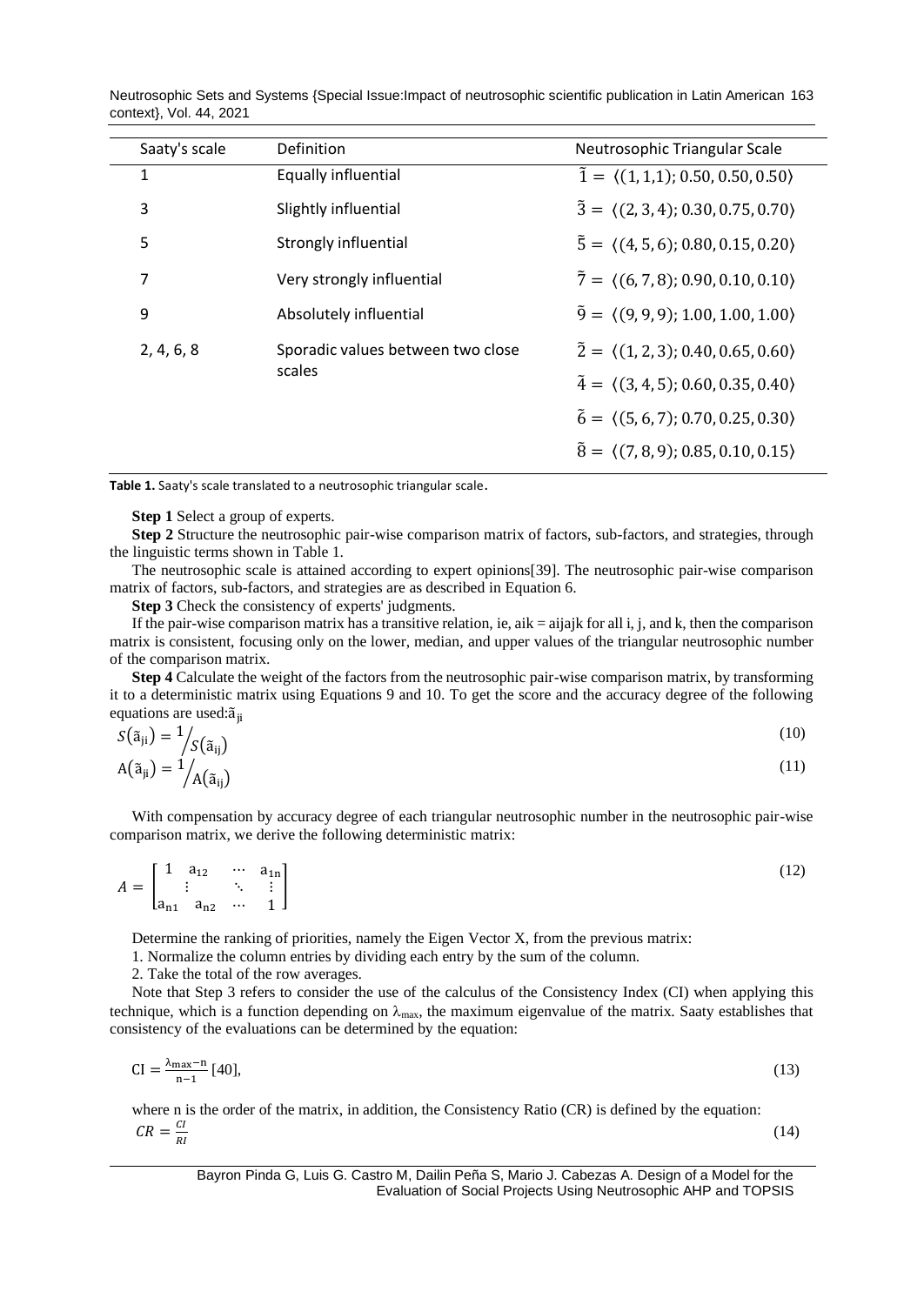| Saaty's scale | Definition | Neutrosophic Triangular Scale |
|---|---|---|
| 1 | Equally influential | $\tilde{1} = \langle(1, 1,1); 0.50, 0.50, 0.50\rangle$ |
| 3 | Slightly influential | $\tilde{3} = \langle(2, 3, 4); 0.30, 0.75, 0.70\rangle$ |
| 5 | Strongly influential | $\tilde{5} = \langle(4, 5, 6); 0.80, 0.15, 0.20\rangle$ |
| 7 | Very strongly influential | $\tilde{7} = \langle(6, 7, 8); 0.90, 0.10, 0.10\rangle$ |
| 9 | Absolutely influential | $\tilde{9} = \langle(9, 9, 9); 1.00, 1.00, 1.00\rangle$ |
| 2, 4, 6, 8 | Sporadic values between two close scales | $\tilde{2} = \langle(1, 2, 3); 0.40, 0.65, 0.60\rangle$ |
| | | $\tilde{4} = \langle(3, 4, 5); 0.60, 0.35, 0.40\rangle$ |
| | | $\tilde{6} = \langle(5, 6, 7); 0.70, 0.25, 0.30\rangle$ |
| | | $\tilde{8} = \langle(7, 8, 9); 0.85, 0.10, 0.15\rangle$ |

**Table 1.** Saaty's scale translated to a neutrosophic triangular scale.

**Step 1** Select a group of experts.

**Step 2** Structure the neutrosophic pair-wise comparison matrix of factors, sub-factors, and strategies, through the linguistic terms shown in Table 1.

The neutrosophic scale is attained according to expert opinions[39]. The neutrosophic pair-wise comparison matrix of factors, sub-factors, and strategies are as described in Equation 6.

**Step 3** Check the consistency of experts' judgments.

If the pair-wise comparison matrix has a transitive relation, ie, aik = aijajk for all i, j, and k, then the comparison matrix is consistent, focusing only on the lower, median, and upper values of the triangular neutrosophic number of the comparison matrix.

**Step 4** Calculate the weight of the factors from the neutrosophic pair-wise comparison matrix, by transforming it to a deterministic matrix using Equations 9 and 10. To get the score and the accuracy degree of the following equations are used: $\tilde{a}_{ji}$

$$S(\tilde{a}_{ji}) = 1/S(\tilde{a}_{ij}) \tag{10}$$

$$A(\tilde{a}_{ji}) = 1/A(\tilde{a}_{ij}) \tag{11}$$

With compensation by accuracy degree of each triangular neutrosophic number in the neutrosophic pair-wise comparison matrix, we derive the following deterministic matrix:

$$A = \begin{bmatrix} 1 & a_{12} & \cdots & a_{1n} \\ \vdots & & \ddots & \vdots \\ a_{n1} & a_{n2} & \cdots & 1 \end{bmatrix} \tag{12}$$

Determine the ranking of priorities, namely the Eigen Vector X, from the previous matrix:

1. Normalize the column entries by dividing each entry by the sum of the column.
2. Take the total of the row averages.

Note that Step 3 refers to consider the use of the calculus of the Consistency Index (CI) when applying this technique, which is a function depending on $\lambda_{max}$, the maximum eigenvalue of the matrix. Saaty establishes that consistency of the evaluations can be determined by the equation:

$$CI = \frac{\lambda_{max} - n}{n-1} \text{ [40]}, \tag{13}$$

where n is the order of the matrix, in addition, the Consistency Ratio (CR) is defined by the equation:

$$CR = \frac{CI}{RI} \tag{14}$$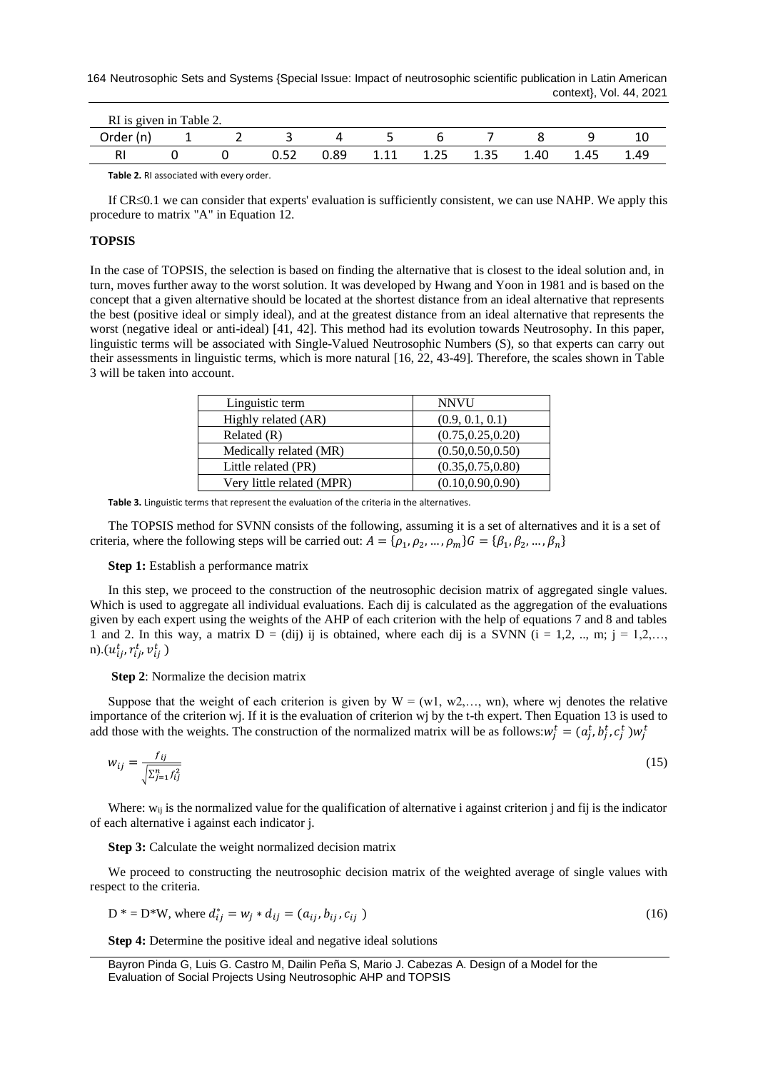RI is given in Table 2.

| Order (n) | 1 | 2 | 3 | 4 | 5 | 6 | 7 | 8 | 9 | 10 |
|---|---|---|---|---|---|---|---|---|---|---|
| RI | 0 | 0 | 0.52 | 0.89 | 1.11 | 1.25 | 1.35 | 1.40 | 1.45 | 1.49 |

**Table 2.** RI associated with every order.

If CR≤0.1 we can consider that experts' evaluation is sufficiently consistent, we can use NAHP. We apply this procedure to matrix "A" in Equation 12.

**TOPSIS**

In the case of TOPSIS, the selection is based on finding the alternative that is closest to the ideal solution and, in turn, moves further away to the worst solution. It was developed by Hwang and Yoon in 1981 and is based on the concept that a given alternative should be located at the shortest distance from an ideal alternative that represents the best (positive ideal or simply ideal), and at the greatest distance from an ideal alternative that represents the worst (negative ideal or anti-ideal) [41, 42]. This method had its evolution towards Neutrosophy. In this paper, linguistic terms will be associated with Single-Valued Neutrosophic Numbers (S), so that experts can carry out their assessments in linguistic terms, which is more natural [16, 22, 43-49]. Therefore, the scales shown in Table 3 will be taken into account.

| Linguistic term | NNVU |
|---|---|
| Highly related (AR) | (0.9, 0.1, 0.1) |
| Related (R) | (0.75,0.25,0.20) |
| Medically related (MR) | (0.50,0.50,0.50) |
| Little related (PR) | (0.35,0.75,0.80) |
| Very little related (MPR) | (0.10,0.90,0.90) |

**Table 3.** Linguistic terms that represent the evaluation of the criteria in the alternatives.

The TOPSIS method for SVNN consists of the following, assuming it is a set of alternatives and it is a set of criteria, where the following steps will be carried out: $A = \{\rho_1, \rho_2, \ldots, \rho_m\} G = \{\beta_1, \beta_2, \ldots, \beta_n\}$

**Step 1:** Establish a performance matrix

In this step, we proceed to the construction of the neutrosophic decision matrix of aggregated single values. Which is used to aggregate all individual evaluations. Each dij is calculated as the aggregation of the evaluations given by each expert using the weights of the AHP of each criterion with the help of equations 7 and 8 and tables 1 and 2. In this way, a matrix D = (dij) ij is obtained, where each dij is a SVNN (i = 1,2, .., m; j = 1,2,…, n).$(u_{ij}^t, r_{ij}^t, v_{ij}^t)$

**Step 2**: Normalize the decision matrix

Suppose that the weight of each criterion is given by W = (w1, w2,…, wn), where wj denotes the relative importance of the criterion wj. If it is the evaluation of criterion wj by the t-th expert. Then Equation 13 is used to add those with the weights. The construction of the normalized matrix will be as follows:$w_j^t = (a_j^t, b_j^t, c_j^t) w_j^t$

$$w_{ij} = \frac{f_{ij}}{\sqrt{\sum_{j=1}^{n} f_{ij}^2}} \tag{15}$$

Where: $w_{ij}$ is the normalized value for the qualification of alternative i against criterion j and fij is the indicator of each alternative i against each indicator j.

**Step 3:** Calculate the weight normalized decision matrix

We proceed to constructing the neutrosophic decision matrix of the weighted average of single values with respect to the criteria.

$$D^* = D^*W, \text{ where } d_{ij}^* = w_j * d_{ij} = (a_{ij}, b_{ij}, c_{ij}) \tag{16}$$

**Step 4:** Determine the positive ideal and negative ideal solutions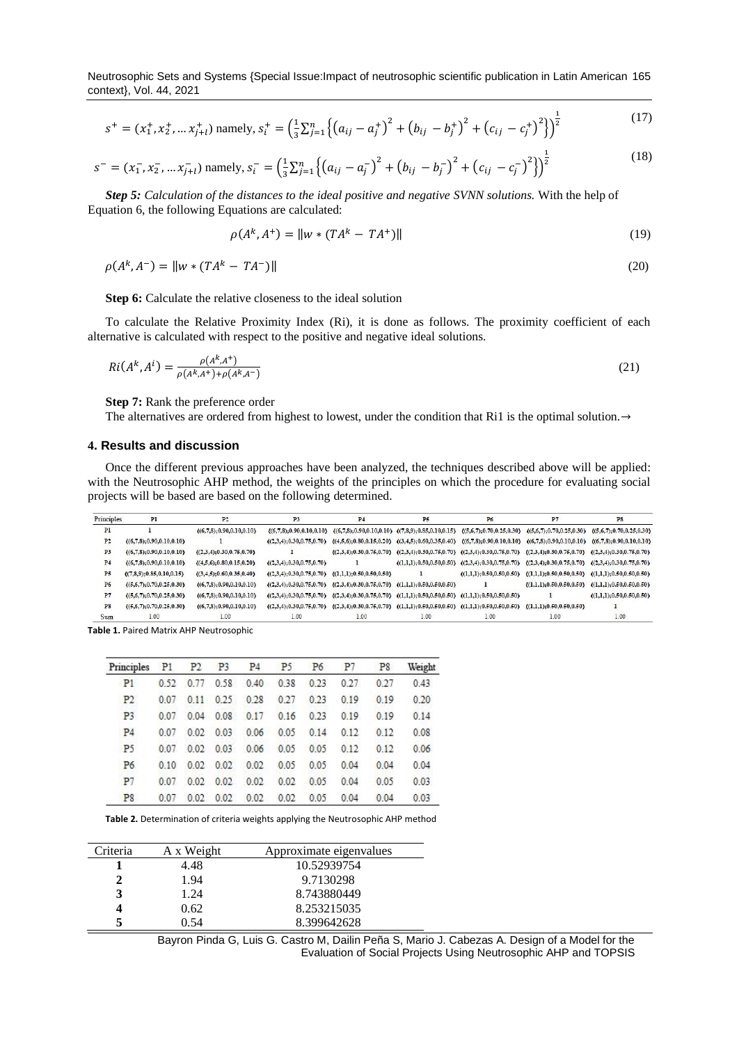$$s^{+} = (x_1^{+}, x_2^{+}, \dots x_{j+l}^{+}) \text{ namely, } s_i^{+} = \left(\frac{1}{3}\sum_{j=1}^{n}\left\{\left(a_{ij} - a_j^{+}\right)^2 + \left(b_{ij} - b_j^{+}\right)^2 + \left(c_{ij} - c_j^{+}\right)^2\right\}\right)^{\frac{1}{2}} \tag{17}$$

$$s^{-} = (x_1^{-}, x_2^{-}, \dots x_{j+l}^{-}) \text{ namely, } s_i^{-} = \left(\frac{1}{3}\sum_{j=1}^{n}\left\{\left(a_{ij} - a_j^{-}\right)^2 + \left(b_{ij} - b_j^{-}\right)^2 + \left(c_{ij} - c_j^{-}\right)^2\right\}\right)^{\frac{1}{2}} \tag{18}$$

***Step 5:*** *Calculation of the distances to the ideal positive and negative SVNN solutions.* With the help of Equation 6, the following Equations are calculated:

$$\rho(A^k, A^{+}) = \|w * (TA^k - TA^{+})\| \tag{19}$$

$$\rho(A^k, A^{-}) = \|w * (TA^k - TA^{-})\| \tag{20}$$

**Step 6:** Calculate the relative closeness to the ideal solution

To calculate the Relative Proximity Index (Ri), it is done as follows. The proximity coefficient of each alternative is calculated with respect to the positive and negative ideal solutions.

$$Ri(A^k, A^i) = \frac{\rho(A^k, A^{+})}{\rho(A^k, A^{+}) + \rho(A^k, A^{-})} \tag{21}$$

**Step 7:** Rank the preference order

The alternatives are ordered from highest to lowest, under the condition that Ri1 is the optimal solution.→

## 4. Results and discussion

Once the different previous approaches have been analyzed, the techniques described above will be applied: with the Neutrosophic AHP method, the weights of the principles on which the procedure for evaluating social projects will be based are based on the following determined.

| Principles | P1 | P2 | P3 | P4 | P5 | P6 | P7 | P8 |
|---|---|---|---|---|---|---|---|---|
| P1 | 1 | ((6,7,8);0.90,0.10,0.10) | ((6,7,8);0.90,0.10,0.10) | ((6,7,8);0.90,0.10,0.10) | ((7,8,9);0.85,0.10,0.15) | ((5,6,7);0.70,0.25,0.30) | ((5,6,7);0.70,0.25,0.30) | ((5,6,7);0.70,0.25,0.30) |
| P2 | ((6,7,8);0.90,0.10,0.10) | 1 | ((2,3,4);0.30,0.75,0.70) | ((4,5,6);0.80,0.15,0.20) | ((3,4,5);0.60,0.35,0.40) | ((6,7,8);0.90,0.10,0.10) | ((6,7,8);0.90,0.10,0.10) | ((6,7,8);0.90,0.10,0.10) |
| P3 | ((6,7,8);0.90,0.10,0.10) | ((2,3,4);0.30,0.75,0.70) | 1 | ((2,3,4);0.30,0.75,0.70) | ((2,3,4);0.30,0.75,0.70) | ((2,3,4);0.30,0.75,0.70) | ((2,3,4);0.30,0.75,0.70) | ((2,3,4);0.30,0.75,0.70) |
| P4 | ((6,7,8);0.90,0.10,0.10) | ((4,5,6);0.80,0.15,0.20) | ((2,3,4);0.30,0.75,0.70) | 1 | ((1,1,1);0.50,0.50,0.50) | ((2,3,4);0.30,0.75,0.70) | ((2,3,4);0.30,0.75,0.70) | ((2,3,4);0.30,0.75,0.70) |
| P5 | ((7,8,9);0.85,0.10,0.15) | ((3,4,5);0.60,0.35,0.40) | ((2,3,4);0.30,0.75,0.70) | ((1,1,1);0.50,0.50,0.50) | 1 | ((1,1,1);0.50,0.50,0.50) | ((1,1,1);0.50,0.50,0.50) | ((1,1,1);0.50,0.50,0.50) |
| P6 | ((5,6,7);0.70,0.25,0.30) | ((6,7,8);0.90,0.10,0.10) | ((2,3,4);0.30,0.75,0.70) | ((2,3,4);0.30,0.75,0.70) | ((1,1,1);0.50,0.50,0.50) | 1 | ((1,1,1);0.50,0.50,0.50) | ((1,1,1);0.50,0.50,0.50) |
| P7 | ((5,6,7);0.70,0.25,0.30) | ((6,7,8);0.90,0.10,0.10) | ((2,3,4);0.30,0.75,0.70) | ((2,3,4);0.30,0.75,0.70) | ((1,1,1);0.50,0.50,0.50) | ((1,1,1);0.50,0.50,0.50) | 1 | ((1,1,1);0.50,0.50,0.50) |
| P8 | ((5,6,7);0.70,0.25,0.30) | ((6,7,8);0.90,0.10,0.10) | ((2,3,4);0.30,0.75,0.70) | ((2,3,4);0.30,0.75,0.70) | ((1,1,1);0.50,0.50,0.50) | ((1,1,1);0.50,0.50,0.50) | ((1,1,1);0.50,0.50,0.50) | 1 |
| Sum | 1.00 | 1.00 | 1.00 | 1.00 | 1.00 | 1.00 | 1.00 | 1.00 |

**Table 1.** Paired Matrix AHP Neutrosophic

| Principles | P1 | P2 | P3 | P4 | P5 | P6 | P7 | P8 | Weight |
|---|---|---|---|---|---|---|---|---|---|
| P1 | 0.52 | 0.77 | 0.58 | 0.40 | 0.38 | 0.23 | 0.27 | 0.27 | 0.43 |
| P2 | 0.07 | 0.11 | 0.25 | 0.28 | 0.27 | 0.23 | 0.19 | 0.19 | 0.20 |
| P3 | 0.07 | 0.04 | 0.08 | 0.17 | 0.16 | 0.23 | 0.19 | 0.19 | 0.14 |
| P4 | 0.07 | 0.02 | 0.03 | 0.06 | 0.05 | 0.14 | 0.12 | 0.12 | 0.08 |
| P5 | 0.07 | 0.02 | 0.03 | 0.06 | 0.05 | 0.05 | 0.12 | 0.12 | 0.06 |
| P6 | 0.10 | 0.02 | 0.02 | 0.02 | 0.05 | 0.05 | 0.04 | 0.04 | 0.04 |
| P7 | 0.07 | 0.02 | 0.02 | 0.02 | 0.02 | 0.05 | 0.04 | 0.05 | 0.03 |
| P8 | 0.07 | 0.02 | 0.02 | 0.02 | 0.02 | 0.05 | 0.04 | 0.04 | 0.03 |

**Table 2.** Determination of criteria weights applying the Neutrosophic AHP method

| Criteria | A x Weight | Approximate eigenvalues |
|---|---|---|
| **1** | 4.48 | 10.52939754 |
| **2** | 1.94 | 9.7130298 |
| **3** | 1.24 | 8.743880449 |
| **4** | 0.62 | 8.253215035 |
| **5** | 0.54 | 8.399642628 |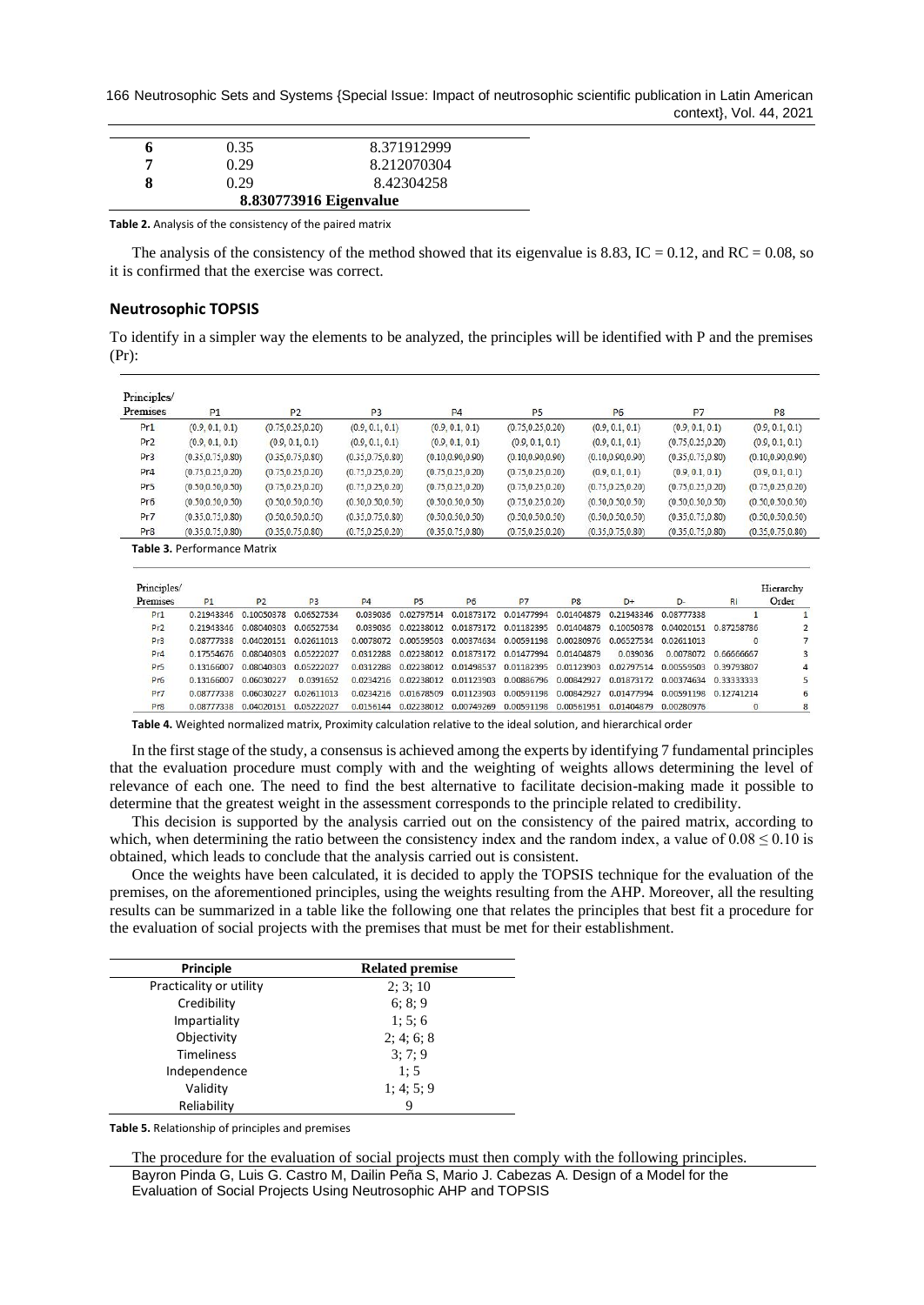| | | |
|---|---|---|
| **6** | 0.35 | 8.371912999 |
| **7** | 0.29 | 8.212070304 |
| **8** | 0.29 | 8.42304258 |
| | **8.830773916 Eigenvalue** | |

**Table 2.** Analysis of the consistency of the paired matrix

The analysis of the consistency of the method showed that its eigenvalue is 8.83, IC = 0.12, and RC = 0.08, so it is confirmed that the exercise was correct.

## Neutrosophic TOPSIS

To identify in a simpler way the elements to be analyzed, the principles will be identified with P and the premises (Pr):

| Principles/ Premises | P1 | P2 | P3 | P4 | P5 | P6 | P7 | P8 |
|---|---|---|---|---|---|---|---|---|
| Pr1 | (0.9, 0.1, 0.1) | (0.75,0.25,0.20) | (0.9, 0.1, 0.1) | (0.9, 0.1, 0.1) | (0.75,0.25,0.20) | (0.9, 0.1, 0.1) | (0.9, 0.1, 0.1) | (0.9, 0.1, 0.1) |
| Pr2 | (0.9, 0.1, 0.1) | (0.9, 0.1, 0.1) | (0.9, 0.1, 0.1) | (0.9, 0.1, 0.1) | (0.9, 0.1, 0.1) | (0.9, 0.1, 0.1) | (0.75,0.25,0.20) | (0.9, 0.1, 0.1) |
| Pr3 | (0.35,0.75,0.80) | (0.35,0.75,0.80) | (0.35,0.75,0.80) | (0.10,0.90,0.90) | (0.10,0.90,0.90) | (0.10,0.90,0.90) | (0.35,0.75,0.80) | (0.10,0.90,0.90) |
| Pr4 | (0.75,0.25,0.20) | (0.75,0.25,0.20) | (0.75,0.25,0.20) | (0.75,0.25,0.20) | (0.75,0.25,0.20) | (0.9, 0.1, 0.1) | (0.9, 0.1, 0.1) | (0.9, 0.1, 0.1) |
| Pr5 | (0.50,0.50,0.50) | (0.75,0.25,0.20) | (0.75,0.25,0.20) | (0.75,0.25,0.20) | (0.75,0.25,0.20) | (0.75,0.25,0.20) | (0.75,0.25,0.20) | (0.75,0.25,0.20) |
| Pr6 | (0.50,0.50,0.50) | (0.50,0.50,0.50) | (0.50,0.50,0.50) | (0.50,0.50,0.50) | (0.75,0.25,0.20) | (0.50,0.50,0.50) | (0.50,0.50,0.50) | (0.50,0.50,0.50) |
| Pr7 | (0.35,0.75,0.80) | (0.50,0.50,0.50) | (0.35,0.75,0.80) | (0.50,0.50,0.50) | (0.50,0.50,0.50) | (0.50,0.50,0.50) | (0.35,0.75,0.80) | (0.50,0.50,0.50) |
| Pr8 | (0.35,0.75,0.80) | (0.35,0.75,0.80) | (0.75,0.25,0.20) | (0.35,0.75,0.80) | (0.75,0.25,0.20) | (0.35,0.75,0.80) | (0.35,0.75,0.80) | (0.35,0.75,0.80) |

**Table 3.** Performance Matrix

| Principles/ Premises | P1 | P2 | P3 | P4 | P5 | P6 | P7 | P8 | D+ | D- | RI | Hierarchy Order |
|---|---|---|---|---|---|---|---|---|---|---|---|---|
| Pr1 | 0.21943346 | 0.10050378 | 0.06527534 | 0.039036 | 0.02797514 | 0.01873172 | 0.01477994 | 0.01404879 | 0.21943346 | 0.08777338 | 1 | 1 |
| Pr2 | 0.21943346 | 0.08040303 | 0.06527534 | 0.039036 | 0.02238012 | 0.01873172 | 0.01182395 | 0.01404879 | 0.10050378 | 0.04020151 | 0.87258786 | 2 |
| Pr3 | 0.08777338 | 0.04020151 | 0.02611013 | 0.0078072 | 0.00559503 | 0.00374634 | 0.00591198 | 0.00280976 | 0.06527534 | 0.02611013 | 0 | 7 |
| Pr4 | 0.17554676 | 0.08040303 | 0.05222027 | 0.0312288 | 0.02238012 | 0.01873172 | 0.01477994 | 0.01404879 | 0.039036 | 0.0078072 | 0.66666667 | 3 |
| Pr5 | 0.13166007 | 0.08040303 | 0.05222027 | 0.0312288 | 0.02238012 | 0.01498537 | 0.01182395 | 0.01123903 | 0.02797514 | 0.00559503 | 0.39793807 | 4 |
| Pr6 | 0.13166007 | 0.06030227 | 0.0391652 | 0.0234216 | 0.02238012 | 0.01123903 | 0.00886796 | 0.00842927 | 0.01873172 | 0.00374634 | 0.33333333 | 5 |
| Pr7 | 0.08777338 | 0.06030227 | 0.02611013 | 0.0234216 | 0.01678509 | 0.01123903 | 0.00591198 | 0.00842927 | 0.01477994 | 0.00591198 | 0.12741214 | 6 |
| Pr8 | 0.08777338 | 0.04020151 | 0.05222027 | 0.0156144 | 0.02238012 | 0.00749269 | 0.00591198 | 0.00561951 | 0.01404879 | 0.00280976 | 0 | 8 |

**Table 4.** Weighted normalized matrix, Proximity calculation relative to the ideal solution, and hierarchical order

In the first stage of the study, a consensus is achieved among the experts by identifying 7 fundamental principles that the evaluation procedure must comply with and the weighting of weights allows determining the level of relevance of each one. The need to find the best alternative to facilitate decision-making made it possible to determine that the greatest weight in the assessment corresponds to the principle related to credibility.

This decision is supported by the analysis carried out on the consistency of the paired matrix, according to which, when determining the ratio between the consistency index and the random index, a value of $0.08 \leq 0.10$ is obtained, which leads to conclude that the analysis carried out is consistent.

Once the weights have been calculated, it is decided to apply the TOPSIS technique for the evaluation of the premises, on the aforementioned principles, using the weights resulting from the AHP. Moreover, all the resulting results can be summarized in a table like the following one that relates the principles that best fit a procedure for the evaluation of social projects with the premises that must be met for their establishment.

| Principle | Related premise |
|---|---|
| Practicality or utility | 2; 3; 10 |
| Credibility | 6; 8; 9 |
| Impartiality | 1; 5; 6 |
| Objectivity | 2; 4; 6; 8 |
| Timeliness | 3; 7; 9 |
| Independence | 1; 5 |
| Validity | 1; 4; 5; 9 |
| Reliability | 9 |

**Table 5.** Relationship of principles and premises

The procedure for the evaluation of social projects must then comply with the following principles.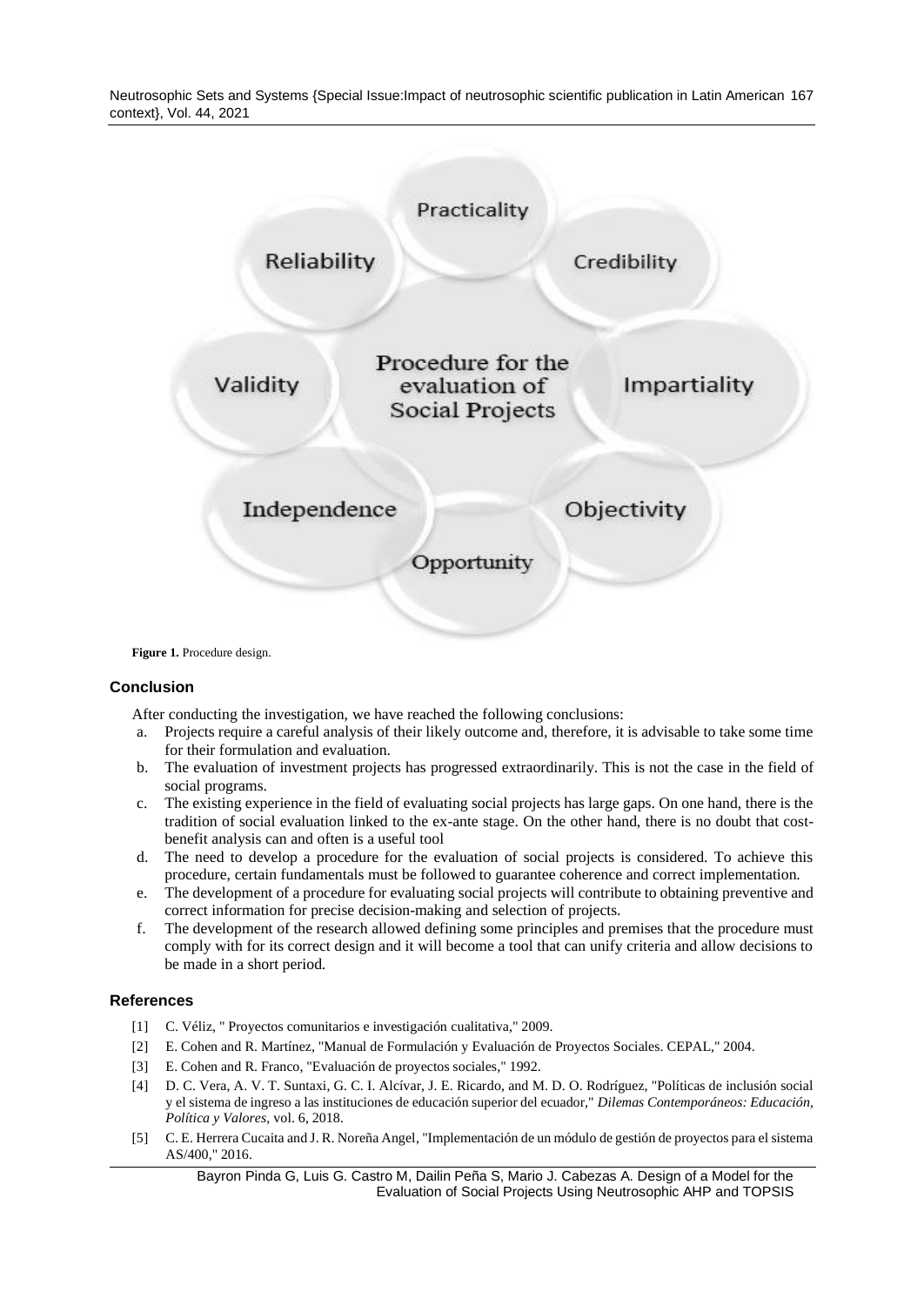Practicality

Reliability

Credibility

Validity

Procedure for the evaluation of Social Projects

Impartiality

Independence

Objectivity

Opportunity

**Figure 1.** Procedure design.

### Conclusion

After conducting the investigation, we have reached the following conclusions:

a. Projects require a careful analysis of their likely outcome and, therefore, it is advisable to take some time for their formulation and evaluation.
b. The evaluation of investment projects has progressed extraordinarily. This is not the case in the field of social programs.
c. The existing experience in the field of evaluating social projects has large gaps. On one hand, there is the tradition of social evaluation linked to the ex-ante stage. On the other hand, there is no doubt that cost-benefit analysis can and often is a useful tool
d. The need to develop a procedure for the evaluation of social projects is considered. To achieve this procedure, certain fundamentals must be followed to guarantee coherence and correct implementation.
e. The development of a procedure for evaluating social projects will contribute to obtaining preventive and correct information for precise decision-making and selection of projects.
f. The development of the research allowed defining some principles and premises that the procedure must comply with for its correct design and it will become a tool that can unify criteria and allow decisions to be made in a short period.

### References

[1] C. Véliz, " Proyectos comunitarios e investigación cualitativa," 2009.

[2] E. Cohen and R. Martínez, "Manual de Formulación y Evaluación de Proyectos Sociales. CEPAL," 2004.

[3] E. Cohen and R. Franco, "Evaluación de proyectos sociales," 1992.

[4] D. C. Vera, A. V. T. Suntaxi, G. C. I. Alcívar, J. E. Ricardo, and M. D. O. Rodríguez, "Políticas de inclusión social y el sistema de ingreso a las instituciones de educación superior del ecuador," *Dilemas Contemporáneos: Educación, Política y Valores*, vol. 6, 2018.

[5] C. E. Herrera Cucaita and J. R. Noreña Angel, "Implementación de un módulo de gestión de proyectos para el sistema AS/400," 2016.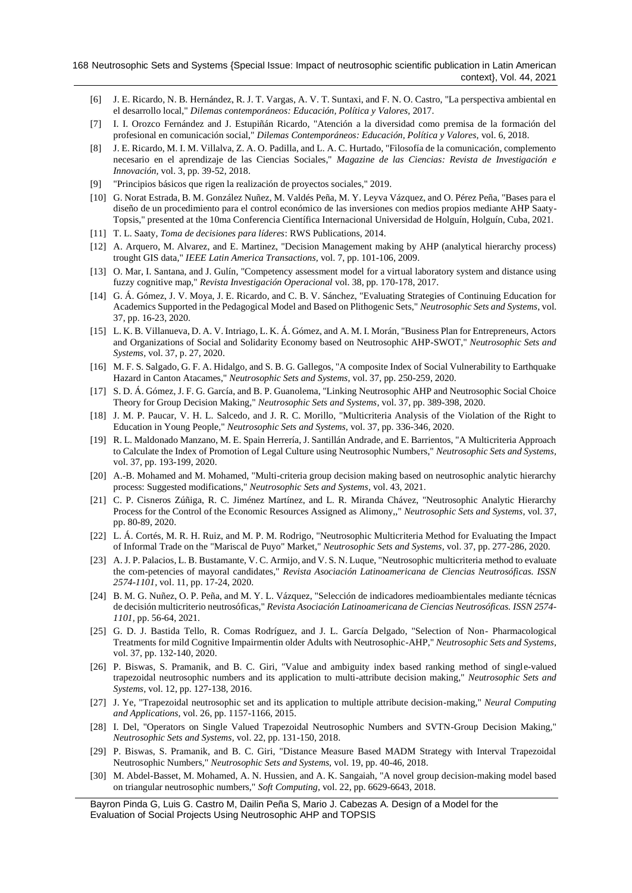[6] J. E. Ricardo, N. B. Hernández, R. J. T. Vargas, A. V. T. Suntaxi, and F. N. O. Castro, "La perspectiva ambiental en el desarrollo local," *Dilemas contemporáneos: Educación, Política y Valores*, 2017.

[7] I. I. Orozco Fernández and J. Estupiñán Ricardo, "Atención a la diversidad como premisa de la formación del profesional en comunicación social," *Dilemas Contemporáneos: Educación, Política y Valores*, vol. 6, 2018.

[8] J. E. Ricardo, M. I. M. Villalva, Z. A. O. Padilla, and L. A. C. Hurtado, "Filosofía de la comunicación, complemento necesario en el aprendizaje de las Ciencias Sociales," *Magazine de las Ciencias: Revista de Investigación e Innovación*, vol. 3, pp. 39-52, 2018.

[9] "Principios básicos que rigen la realización de proyectos sociales," 2019.

[10] G. Norat Estrada, B. M. González Nuñez, M. Valdés Peña, M. Y. Leyva Vázquez, and O. Pérez Peña, "Bases para el diseño de un procedimiento para el control económico de las inversiones con medios propios mediante AHP Saaty-Topsis," presented at the 10ma Conferencia Científica Internacional Universidad de Holguín, Holguín, Cuba, 2021.

[11] T. L. Saaty, *Toma de decisiones para líderes*: RWS Publications, 2014.

[12] A. Arquero, M. Alvarez, and E. Martinez, "Decision Management making by AHP (analytical hierarchy process) trought GIS data," *IEEE Latin America Transactions*, vol. 7, pp. 101-106, 2009.

[13] O. Mar, I. Santana, and J. Gulín, "Competency assessment model for a virtual laboratory system and distance using fuzzy cognitive map," *Revista Investigación Operacional* vol. 38, pp. 170-178, 2017.

[14] G. Á. Gómez, J. V. Moya, J. E. Ricardo, and C. B. V. Sánchez, "Evaluating Strategies of Continuing Education for Academics Supported in the Pedagogical Model and Based on Plithogenic Sets," *Neutrosophic Sets and Systems*, vol. 37, pp. 16-23, 2020.

[15] L. K. B. Villanueva, D. A. V. Intriago, L. K. Á. Gómez, and A. M. I. Morán, "Business Plan for Entrepreneurs, Actors and Organizations of Social and Solidarity Economy based on Neutrosophic AHP-SWOT," *Neutrosophic Sets and Systems*, vol. 37, p. 27, 2020.

[16] M. F. S. Salgado, G. F. A. Hidalgo, and S. B. G. Gallegos, "A composite Index of Social Vulnerability to Earthquake Hazard in Canton Atacames," *Neutrosophic Sets and Systems*, vol. 37, pp. 250-259, 2020.

[17] S. D. Á. Gómez, J. F. G. García, and B. P. Guanolema, "Linking Neutrosophic AHP and Neutrosophic Social Choice Theory for Group Decision Making," *Neutrosophic Sets and Systems*, vol. 37, pp. 389-398, 2020.

[18] J. M. P. Paucar, V. H. L. Salcedo, and J. R. C. Morillo, "Multicriteria Analysis of the Violation of the Right to Education in Young People," *Neutrosophic Sets and Systems*, vol. 37, pp. 336-346, 2020.

[19] R. L. Maldonado Manzano, M. E. Spain Herrería, J. Santillán Andrade, and E. Barrientos, "A Multicriteria Approach to Calculate the Index of Promotion of Legal Culture using Neutrosophic Numbers," *Neutrosophic Sets and Systems*, vol. 37, pp. 193-199, 2020.

[20] A.-B. Mohamed and M. Mohamed, "Multi-criteria group decision making based on neutrosophic analytic hierarchy process: Suggested modifications," *Neutrosophic Sets and Systems*, vol. 43, 2021.

[21] C. P. Cisneros Zúñiga, R. C. Jiménez Martínez, and L. R. Miranda Chávez, "Neutrosophic Analytic Hierarchy Process for the Control of the Economic Resources Assigned as Alimony,," *Neutrosophic Sets and Systems*, vol. 37, pp. 80-89, 2020.

[22] L. Á. Cortés, M. R. H. Ruiz, and M. P. M. Rodrigo, "Neutrosophic Multicriteria Method for Evaluating the Impact of Informal Trade on the "Mariscal de Puyo" Market," *Neutrosophic Sets and Systems*, vol. 37, pp. 277-286, 2020.

[23] A. J. P. Palacios, L. B. Bustamante, V. C. Armijo, and V. S. N. Luque, "Neutrosophic multicriteria method to evaluate the com-petencies of mayoral candidates," *Revista Asociación Latinoamericana de Ciencias Neutrosóficas. ISSN 2574-1101*, vol. 11, pp. 17-24, 2020.

[24] B. M. G. Nuñez, O. P. Peña, and M. Y. L. Vázquez, "Selección de indicadores medioambientales mediante técnicas de decisión multicriterio neutrosóficas," *Revista Asociación Latinoamericana de Ciencias Neutrosóficas. ISSN 2574-1101*, pp. 56-64, 2021.

[25] G. D. J. Bastida Tello, R. Comas Rodríguez, and J. L. García Delgado, "Selection of Non- Pharmacological Treatments for mild Cognitive Impairmentin older Adults with Neutrosophic-AHP," *Neutrosophic Sets and Systems*, vol. 37, pp. 132-140, 2020.

[26] P. Biswas, S. Pramanik, and B. C. Giri, "Value and ambiguity index based ranking method of single-valued trapezoidal neutrosophic numbers and its application to multi-attribute decision making," *Neutrosophic Sets and Systems*, vol. 12, pp. 127-138, 2016.

[27] J. Ye, "Trapezoidal neutrosophic set and its application to multiple attribute decision-making," *Neural Computing and Applications*, vol. 26, pp. 1157-1166, 2015.

[28] I. Del, "Operators on Single Valued Trapezoidal Neutrosophic Numbers and SVTN-Group Decision Making," *Neutrosophic Sets and Systems*, vol. 22, pp. 131-150, 2018.

[29] P. Biswas, S. Pramanik, and B. C. Giri, "Distance Measure Based MADM Strategy with Interval Trapezoidal Neutrosophic Numbers," *Neutrosophic Sets and Systems*, vol. 19, pp. 40-46, 2018.

[30] M. Abdel-Basset, M. Mohamed, A. N. Hussien, and A. K. Sangaiah, "A novel group decision-making model based on triangular neutrosophic numbers," *Soft Computing*, vol. 22, pp. 6629-6643, 2018.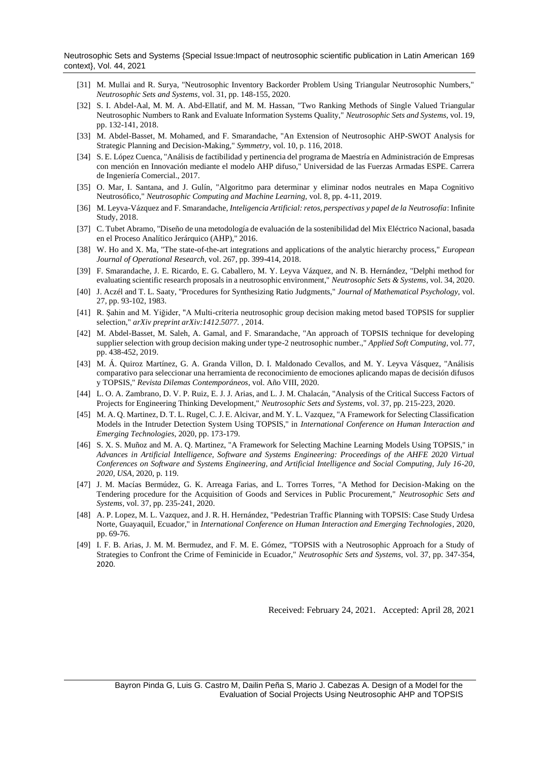[31] M. Mullai and R. Surya, "Neutrosophic Inventory Backorder Problem Using Triangular Neutrosophic Numbers," *Neutrosophic Sets and Systems*, vol. 31, pp. 148-155, 2020.

[32] S. I. Abdel-Aal, M. M. A. Abd-Ellatif, and M. M. Hassan, "Two Ranking Methods of Single Valued Triangular Neutrosophic Numbers to Rank and Evaluate Information Systems Quality," *Neutrosophic Sets and Systems*, vol. 19, pp. 132-141, 2018.

[33] M. Abdel-Basset, M. Mohamed, and F. Smarandache, "An Extension of Neutrosophic AHP-SWOT Analysis for Strategic Planning and Decision-Making," *Symmetry*, vol. 10, p. 116, 2018.

[34] S. E. López Cuenca, "Análisis de factibilidad y pertinencia del programa de Maestría en Administración de Empresas con mención en Innovación mediante el modelo AHP difuso," Universidad de las Fuerzas Armadas ESPE. Carrera de Ingeniería Comercial., 2017.

[35] O. Mar, I. Santana, and J. Gulín, "Algoritmo para determinar y eliminar nodos neutrales en Mapa Cognitivo Neutrosófico," *Neutrosophic Computing and Machine Learning*, vol. 8, pp. 4-11, 2019.

[36] M. Leyva-Vázquez and F. Smarandache, *Inteligencia Artificial: retos, perspectivas y papel de la Neutrosofía*: Infinite Study, 2018.

[37] C. Tubet Abramo, "Diseño de una metodología de evaluación de la sostenibilidad del Mix Eléctrico Nacional, basada en el Proceso Analítico Jerárquico (AHP)," 2016.

[38] W. Ho and X. Ma, "The state-of-the-art integrations and applications of the analytic hierarchy process," *European Journal of Operational Research*, vol. 267, pp. 399-414, 2018.

[39] F. Smarandache, J. E. Ricardo, E. G. Caballero, M. Y. Leyva Vázquez, and N. B. Hernández, "Delphi method for evaluating scientific research proposals in a neutrosophic environment," *Neutrosophic Sets & Systems*, vol. 34, 2020.

[40] J. Aczél and T. L. Saaty, "Procedures for Synthesizing Ratio Judgments," *Journal of Mathematical Psychology*, vol. 27, pp. 93-102, 1983.

[41] R. Şahin and M. Yiğider, "A Multi-criteria neutrosophic group decision making metod based TOPSIS for supplier selection," *arXiv preprint arXiv:1412.5077.* , 2014.

[42] M. Abdel-Basset, M. Saleh, A. Gamal, and F. Smarandache, "An approach of TOPSIS technique for developing supplier selection with group decision making under type-2 neutrosophic number.," *Applied Soft Computing*, vol. 77, pp. 438-452, 2019.

[43] M. Á. Quiroz Martínez, G. A. Granda Villon, D. I. Maldonado Cevallos, and M. Y. Leyva Vásquez, "Análisis comparativo para seleccionar una herramienta de reconocimiento de emociones aplicando mapas de decisión difusos y TOPSIS," *Revista Dilemas Contemporáneos*, vol. Año VIII, 2020.

[44] L. O. A. Zambrano, D. V. P. Ruiz, E. J. J. Arias, and L. J. M. Chalacán, "Analysis of the Critical Success Factors of Projects for Engineering Thinking Development," *Neutrosophic Sets and Systems*, vol. 37, pp. 215-223, 2020.

[45] M. A. Q. Martinez, D. T. L. Rugel, C. J. E. Alcivar, and M. Y. L. Vazquez, "A Framework for Selecting Classification Models in the Intruder Detection System Using TOPSIS," in *International Conference on Human Interaction and Emerging Technologies*, 2020, pp. 173-179.

[46] S. X. S. Muñoz and M. A. Q. Martinez, "A Framework for Selecting Machine Learning Models Using TOPSIS," in *Advances in Artificial Intelligence, Software and Systems Engineering: Proceedings of the AHFE 2020 Virtual Conferences on Software and Systems Engineering, and Artificial Intelligence and Social Computing, July 16-20, 2020, USA*, 2020, p. 119.

[47] J. M. Macías Bermúdez, G. K. Arreaga Farias, and L. Torres Torres, "A Method for Decision-Making on the Tendering procedure for the Acquisition of Goods and Services in Public Procurement," *Neutrosophic Sets and Systems*, vol. 37, pp. 235-241, 2020.

[48] A. P. Lopez, M. L. Vazquez, and J. R. H. Hernández, "Pedestrian Traffic Planning with TOPSIS: Case Study Urdesa Norte, Guayaquil, Ecuador," in *International Conference on Human Interaction and Emerging Technologies*, 2020, pp. 69-76.

[49] I. F. B. Arias, J. M. M. Bermudez, and F. M. E. Gómez, "TOPSIS with a Neutrosophic Approach for a Study of Strategies to Confront the Crime of Feminicide in Ecuador," *Neutrosophic Sets and Systems*, vol. 37, pp. 347-354, 2020.

Received: February 24, 2021. Accepted: April 28, 2021